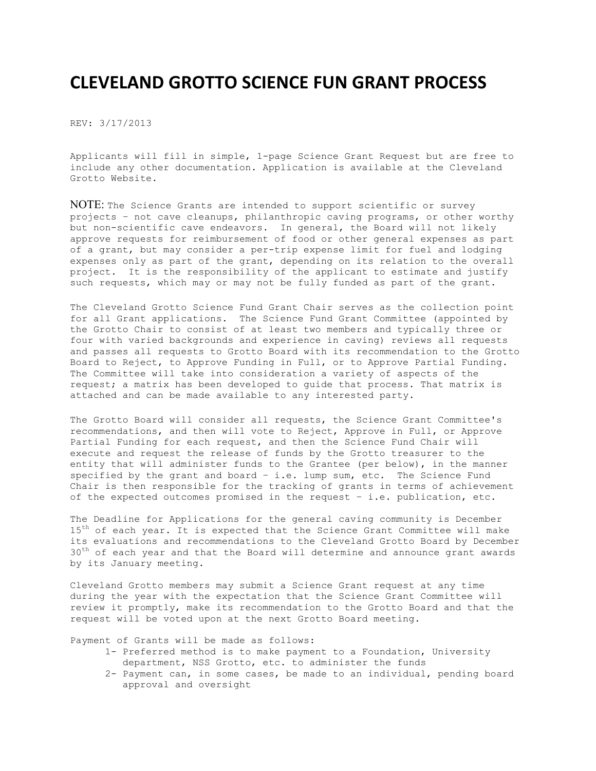# CLEVELAND GROTTO SCIENCE FUN GRANT PROCESS

REV: 3/17/2013

Applicants will fill in simple, 1-page Science Grant Request but are free to include any other documentation. Application is available at the Cleveland Grotto Website.

NOTE: The Science Grants are intended to support scientific or survey projects – not cave cleanups, philanthropic caving programs, or other worthy but non-scientific cave endeavors. In general, the Board will not likely approve requests for reimbursement of food or other general expenses as part of a grant, but may consider a per-trip expense limit for fuel and lodging expenses only as part of the grant, depending on its relation to the overall project. It is the responsibility of the applicant to estimate and justify such requests, which may or may not be fully funded as part of the grant.

The Cleveland Grotto Science Fund Grant Chair serves as the collection point for all Grant applications. The Science Fund Grant Committee (appointed by the Grotto Chair to consist of at least two members and typically three or four with varied backgrounds and experience in caving) reviews all requests and passes all requests to Grotto Board with its recommendation to the Grotto Board to Reject, to Approve Funding in Full, or to Approve Partial Funding. The Committee will take into consideration a variety of aspects of the request; a matrix has been developed to guide that process. That matrix is attached and can be made available to any interested party.

The Grotto Board will consider all requests, the Science Grant Committee's recommendations, and then will vote to Reject, Approve in Full, or Approve Partial Funding for each request, and then the Science Fund Chair will execute and request the release of funds by the Grotto treasurer to the entity that will administer funds to the Grantee (per below), in the manner specified by the grant and board – i.e. lump sum, etc. The Science Fund Chair is then responsible for the tracking of grants in terms of achievement of the expected outcomes promised in the request – i.e. publication, etc.

The Deadline for Applications for the general caving community is December 15th of each year. It is expected that the Science Grant Committee will make its evaluations and recommendations to the Cleveland Grotto Board by December 30th of each year and that the Board will determine and announce grant awards by its January meeting.

Cleveland Grotto members may submit a Science Grant request at any time during the year with the expectation that the Science Grant Committee will review it promptly, make its recommendation to the Grotto Board and that the request will be voted upon at the next Grotto Board meeting.

Payment of Grants will be made as follows:

1- Preferred method is to make payment to a Foundation, University department, NSS Grotto, etc. to administer the funds
2- Payment can, in some cases, be made to an individual, pending board approval and oversight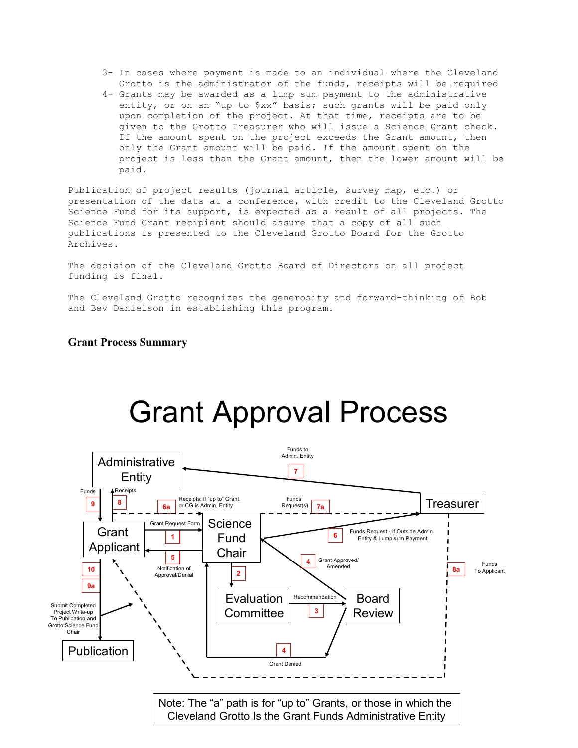3- In cases where payment is made to an individual where the Cleveland Grotto is the administrator of the funds, receipts will be required
4- Grants may be awarded as a lump sum payment to the administrative entity, or on an "up to $xx" basis; such grants will be paid only upon completion of the project. At that time, receipts are to be given to the Grotto Treasurer who will issue a Science Grant check. If the amount spent on the project exceeds the Grant amount, then only the Grant amount will be paid. If the amount spent on the project is less than the Grant amount, then the lower amount will be paid.

Publication of project results (journal article, survey map, etc.) or presentation of the data at a conference, with credit to the Cleveland Grotto Science Fund for its support, is expected as a result of all projects. The Science Fund Grant recipient should assure that a copy of all such publications is presented to the Cleveland Grotto Board for the Grotto Archives.

The decision of the Cleveland Grotto Board of Directors on all project funding is final.

The Cleveland Grotto recognizes the generosity and forward-thinking of Bob and Bev Danielson in establishing this program.

**Grant Process Summary**

# Grant Approval Process

Administrative Entity

Funds to Admin. Entity
7

Treasurer

Funds
9

Receipts
8

6a
Receipts: If "up to" Grant, or CG is Admin. Entity

Funds Request(s)
7a

Grant Applicant

Grant Request Form
1

Science Fund Chair

6
Funds Request - If Outside Admin. Entity & Lump sum Payment

5
Notification of Approval/Denial

10

9a

2

4
Grant Approved/ Amended

8a
Funds To Applicant

Evaluation Committee

Recommendation
3

Board Review

Submit Completed Project Write-up To Publication and Grotto Science Fund Chair

Publication

4
Grant Denied

Note: The "a" path is for "up to" Grants, or those in which the Cleveland Grotto Is the Grant Funds Administrative Entity